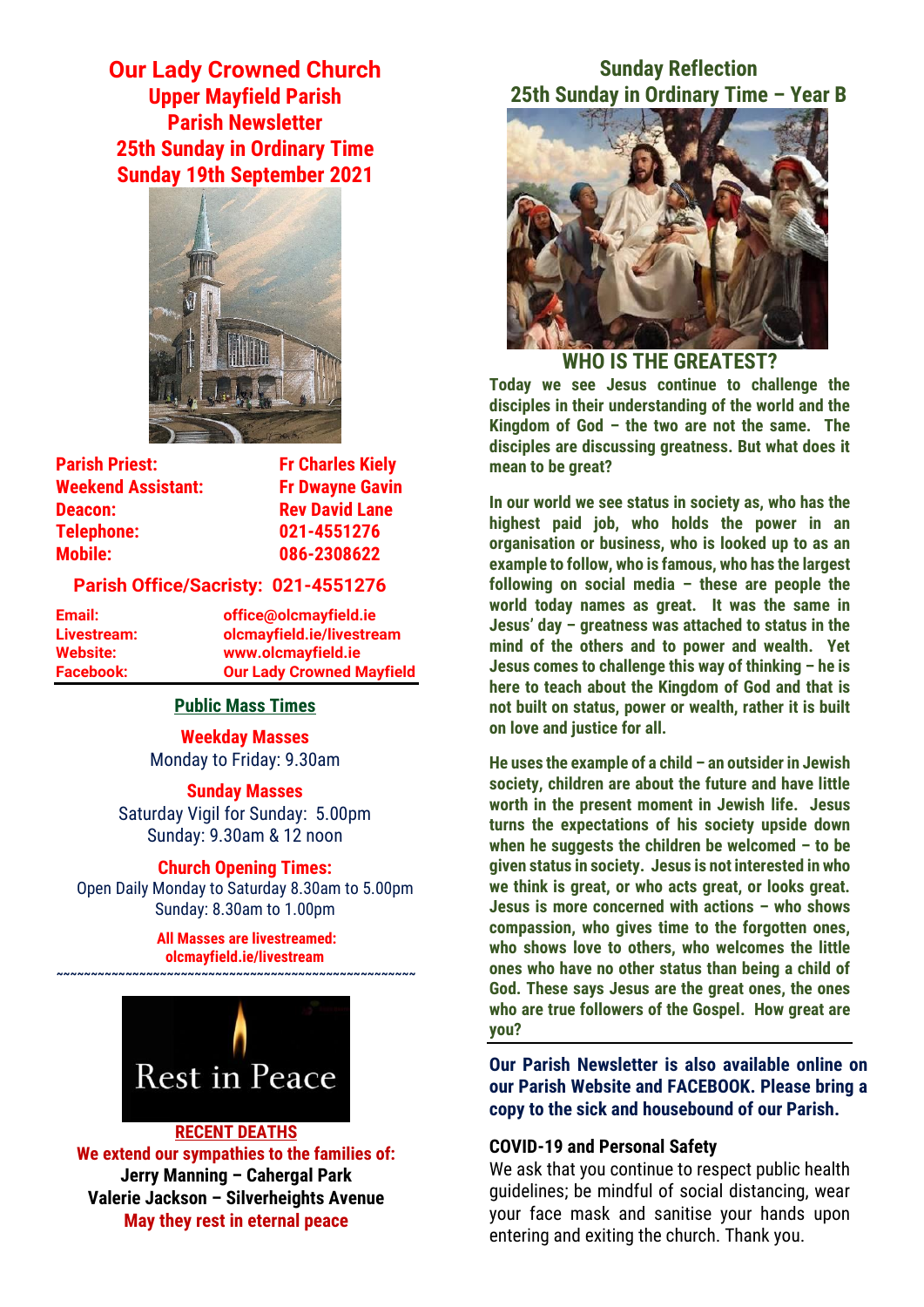# Our Lady Crowned Church

## Upper Mayfield Parish
## Parish Newsletter
## 25th Sunday in Ordinary Time
## Sunday 19th September 2021

| | |
|---|---|
| **Parish Priest:** | **Fr Charles Kiely** |
| **Weekend Assistant:** | **Fr Dwayne Gavin** |
| **Deacon:** | **Rev David Lane** |
| **Telephone:** | **021-4551276** |
| **Mobile:** | **086-2308622** |

**Parish Office/Sacristy: 021-4551276**

| | |
|---|---|
| **Email:** | **office@olcmayfield.ie** |
| **Livestream:** | **olcmayfield.ie/livestream** |
| **Website:** | **www.olcmayfield.ie** |
| **Facebook:** | **Our Lady Crowned Mayfield** |

### Public Mass Times

**Weekday Masses**
Monday to Friday: 9.30am

**Sunday Masses**
Saturday Vigil for Sunday: 5.00pm
Sunday: 9.30am & 12 noon

**Church Opening Times:**
Open Daily Monday to Saturday 8.30am to 5.00pm
Sunday: 8.30am to 1.00pm

**All Masses are livestreamed: olcmayfield.ie/livestream**

~~~~~~~~~~~~~~~~~~~~~~~~~~~~~~~~~~~~~~~~~~~~~~~~~~~~

Rest in Peace

**RECENT DEATHS**

**We extend our sympathies to the families of:**
**Jerry Manning – Cahergal Park**
**Valerie Jackson – Silverheights Avenue**
**May they rest in eternal peace**

## Sunday Reflection
## 25th Sunday in Ordinary Time – Year B

### WHO IS THE GREATEST?

**Today we see Jesus continue to challenge the disciples in their understanding of the world and the Kingdom of God – the two are not the same. The disciples are discussing greatness. But what does it mean to be great?**

**In our world we see status in society as, who has the highest paid job, who holds the power in an organisation or business, who is looked up to as an example to follow, who is famous, who has the largest following on social media – these are people the world today names as great. It was the same in Jesus' day – greatness was attached to status in the mind of the others and to power and wealth. Yet Jesus comes to challenge this way of thinking – he is here to teach about the Kingdom of God and that is not built on status, power or wealth, rather it is built on love and justice for all.**

**He uses the example of a child – an outsider in Jewish society, children are about the future and have little worth in the present moment in Jewish life. Jesus turns the expectations of his society upside down when he suggests the children be welcomed – to be given status in society. Jesus is not interested in who we think is great, or who acts great, or looks great. Jesus is more concerned with actions – who shows compassion, who gives time to the forgotten ones, who shows love to others, who welcomes the little ones who have no other status than being a child of God. These says Jesus are the great ones, the ones who are true followers of the Gospel. How great are you?**

**Our Parish Newsletter is also available online on our Parish Website and FACEBOOK. Please bring a copy to the sick and housebound of our Parish.**

**COVID-19 and Personal Safety**

We ask that you continue to respect public health guidelines; be mindful of social distancing, wear your face mask and sanitise your hands upon entering and exiting the church. Thank you.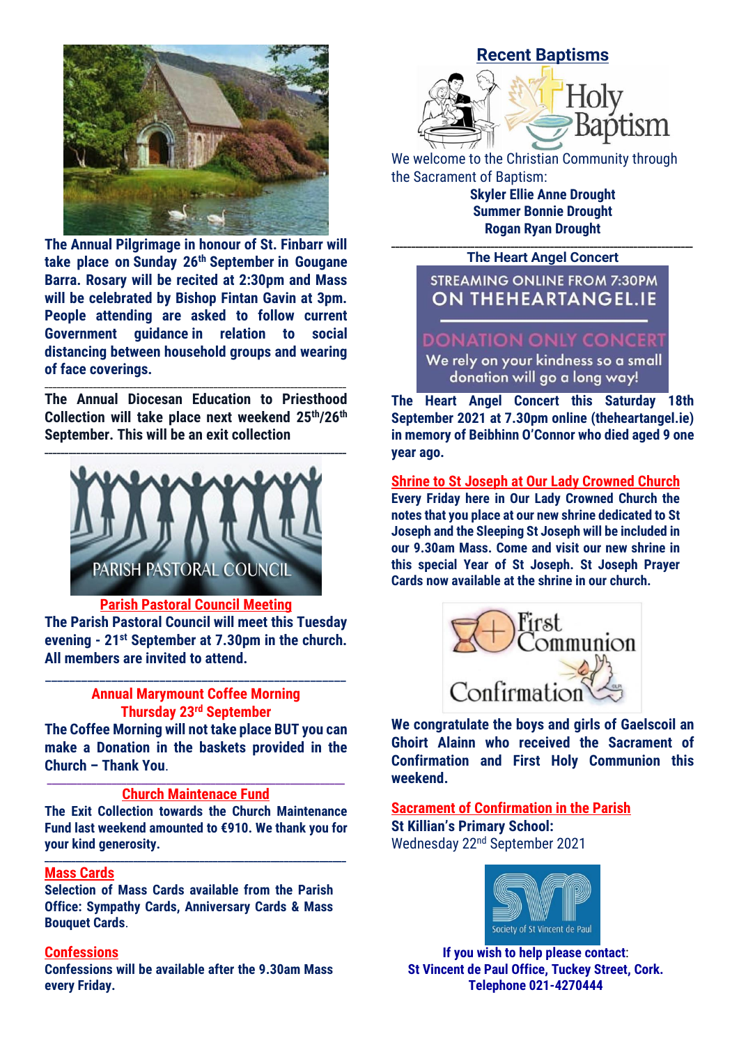**The Annual Pilgrimage in honour of St. Finbarr will take place on Sunday 26th September in Gougane Barra. Rosary will be recited at 2:30pm and Mass will be celebrated by Bishop Fintan Gavin at 3pm. People attending are asked to follow current Government guidance in relation to social distancing between household groups and wearing of face coverings.**

---

**The Annual Diocesan Education to Priesthood Collection will take place next weekend 25th/26th September. This will be an exit collection**

---

PARISH PASTORAL COUNCIL

## Parish Pastoral Council Meeting

**The Parish Pastoral Council will meet this Tuesday evening - 21st September at 7.30pm in the church. All members are invited to attend.**

---

## Annual Marymount Coffee Morning
## Thursday 23rd September

**The Coffee Morning will not take place BUT you can make a Donation in the baskets provided in the Church – Thank You.**

---

## Church Maintenance Fund

**The Exit Collection towards the Church Maintenance Fund last weekend amounted to €910. We thank you for your kind generosity.**

---

## Mass Cards

**Selection of Mass Cards available from the Parish Office: Sympathy Cards, Anniversary Cards & Mass Bouquet Cards.**

## Confessions

**Confessions will be available after the 9.30am Mass every Friday.**

## Recent Baptisms

Holy Baptism

We welcome to the Christian Community through the Sacrament of Baptism:

**Skyler Ellie Anne Drought**
**Summer Bonnie Drought**
**Rogan Ryan Drought**

---

## The Heart Angel Concert

STREAMING ONLINE FROM 7:30PM
ON THEHEARTANGEL.IE

DONATION ONLY CONCERT
We rely on your kindness so a small donation will go a long way!

**The Heart Angel Concert this Saturday 18th September 2021 at 7.30pm online (theheartangel.ie) in memory of Beibhinn O'Connor who died aged 9 one year ago.**

## Shrine to St Joseph at Our Lady Crowned Church

**Every Friday here in Our Lady Crowned Church the notes that you place at our new shrine dedicated to St Joseph and the Sleeping St Joseph will be included in our 9.30am Mass. Come and visit our new shrine in this special Year of St Joseph. St Joseph Prayer Cards now available at the shrine in our church.**

First Communion
Confirmation

**We congratulate the boys and girls of Gaelscoil an Ghoirt Alainn who received the Sacrament of Confirmation and First Holy Communion this weekend.**

## Sacrament of Confirmation in the Parish

**St Killian's Primary School:**
Wednesday 22nd September 2021

Society of St Vincent de Paul

**If you wish to help please contact:**
**St Vincent de Paul Office, Tuckey Street, Cork.**
**Telephone 021-4270444**